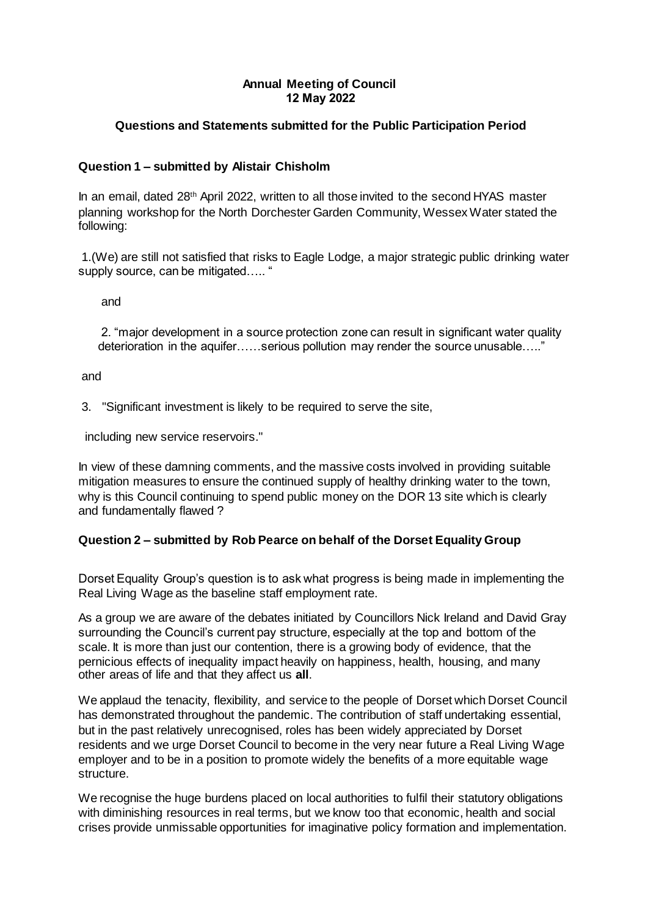**Annual Meeting of Council**
**12 May 2022**

**Questions and Statements submitted for the Public Participation Period**

**Question 1 – submitted by Alistair Chisholm**

In an email, dated 28th April 2022, written to all those invited to the second HYAS master planning workshop for the North Dorchester Garden Community, Wessex Water stated the following:

1.(We) are still not satisfied that risks to Eagle Lodge, a major strategic public drinking water supply source, can be mitigated….. "

and

2. "major development in a source protection zone can result in significant water quality deterioration in the aquifer……serious pollution may render the source unusable….."

and

3. "Significant investment is likely to be required to serve the site, including new service reservoirs."

In view of these damning comments, and the massive costs involved in providing suitable mitigation measures to ensure the continued supply of healthy drinking water to the town, why is this Council continuing to spend public money on the DOR 13 site which is clearly and fundamentally flawed ?

**Question 2 – submitted by Rob Pearce on behalf of the Dorset Equality Group**

Dorset Equality Group's question is to ask what progress is being made in implementing the Real Living Wage as the baseline staff employment rate.

As a group we are aware of the debates initiated by Councillors Nick Ireland and David Gray surrounding the Council's current pay structure, especially at the top and bottom of the scale. It is more than just our contention, there is a growing body of evidence, that the pernicious effects of inequality impact heavily on happiness, health, housing, and many other areas of life and that they affect us **all**.

We applaud the tenacity, flexibility, and service to the people of Dorset which Dorset Council has demonstrated throughout the pandemic. The contribution of staff undertaking essential, but in the past relatively unrecognised, roles has been widely appreciated by Dorset residents and we urge Dorset Council to become in the very near future a Real Living Wage employer and to be in a position to promote widely the benefits of a more equitable wage structure.

We recognise the huge burdens placed on local authorities to fulfil their statutory obligations with diminishing resources in real terms, but we know too that economic, health and social crises provide unmissable opportunities for imaginative policy formation and implementation.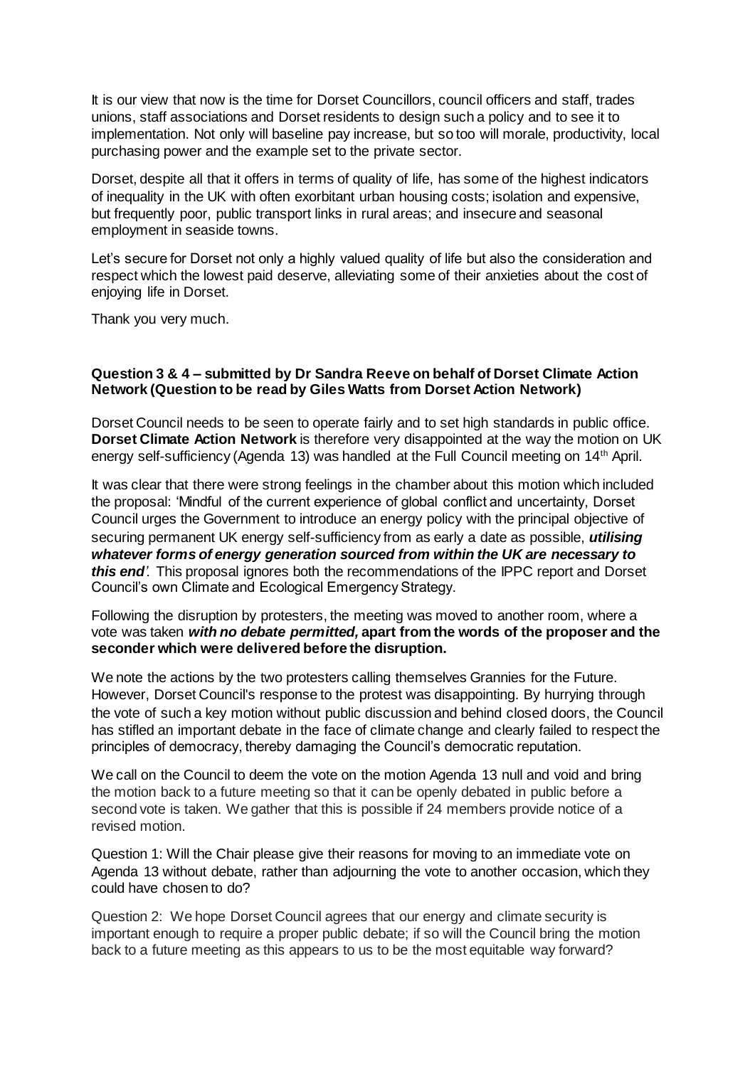It is our view that now is the time for Dorset Councillors, council officers and staff, trades unions, staff associations and Dorset residents to design such a policy and to see it to implementation. Not only will baseline pay increase, but so too will morale, productivity, local purchasing power and the example set to the private sector.

Dorset, despite all that it offers in terms of quality of life, has some of the highest indicators of inequality in the UK with often exorbitant urban housing costs; isolation and expensive, but frequently poor, public transport links in rural areas; and insecure and seasonal employment in seaside towns.

Let's secure for Dorset not only a highly valued quality of life but also the consideration and respect which the lowest paid deserve, alleviating some of their anxieties about the cost of enjoying life in Dorset.

Thank you very much.

**Question 3 & 4 – submitted by Dr Sandra Reeve on behalf of Dorset Climate Action Network (Question to be read by Giles Watts from Dorset Action Network)**

Dorset Council needs to be seen to operate fairly and to set high standards in public office. **Dorset Climate Action Network** is therefore very disappointed at the way the motion on UK energy self-sufficiency (Agenda 13) was handled at the Full Council meeting on 14th April.

It was clear that there were strong feelings in the chamber about this motion which included the proposal: 'Mindful of the current experience of global conflict and uncertainty, Dorset Council urges the Government to introduce an energy policy with the principal objective of securing permanent UK energy self-sufficiency from as early a date as possible, ***utilising whatever forms of energy generation sourced from within the UK are necessary to this end'.*** This proposal ignores both the recommendations of the IPPC report and Dorset Council's own Climate and Ecological Emergency Strategy.

Following the disruption by protesters, the meeting was moved to another room, where a vote was taken ***with no debate permitted,*** **apart from the words of the proposer and the seconder which were delivered before the disruption.**

We note the actions by the two protesters calling themselves Grannies for the Future. However, Dorset Council's response to the protest was disappointing. By hurrying through the vote of such a key motion without public discussion and behind closed doors, the Council has stifled an important debate in the face of climate change and clearly failed to respect the principles of democracy, thereby damaging the Council's democratic reputation.

We call on the Council to deem the vote on the motion Agenda 13 null and void and bring the motion back to a future meeting so that it can be openly debated in public before a second vote is taken. We gather that this is possible if 24 members provide notice of a revised motion.

Question 1: Will the Chair please give their reasons for moving to an immediate vote on Agenda 13 without debate, rather than adjourning the vote to another occasion, which they could have chosen to do?

Question 2: We hope Dorset Council agrees that our energy and climate security is important enough to require a proper public debate; if so will the Council bring the motion back to a future meeting as this appears to us to be the most equitable way forward?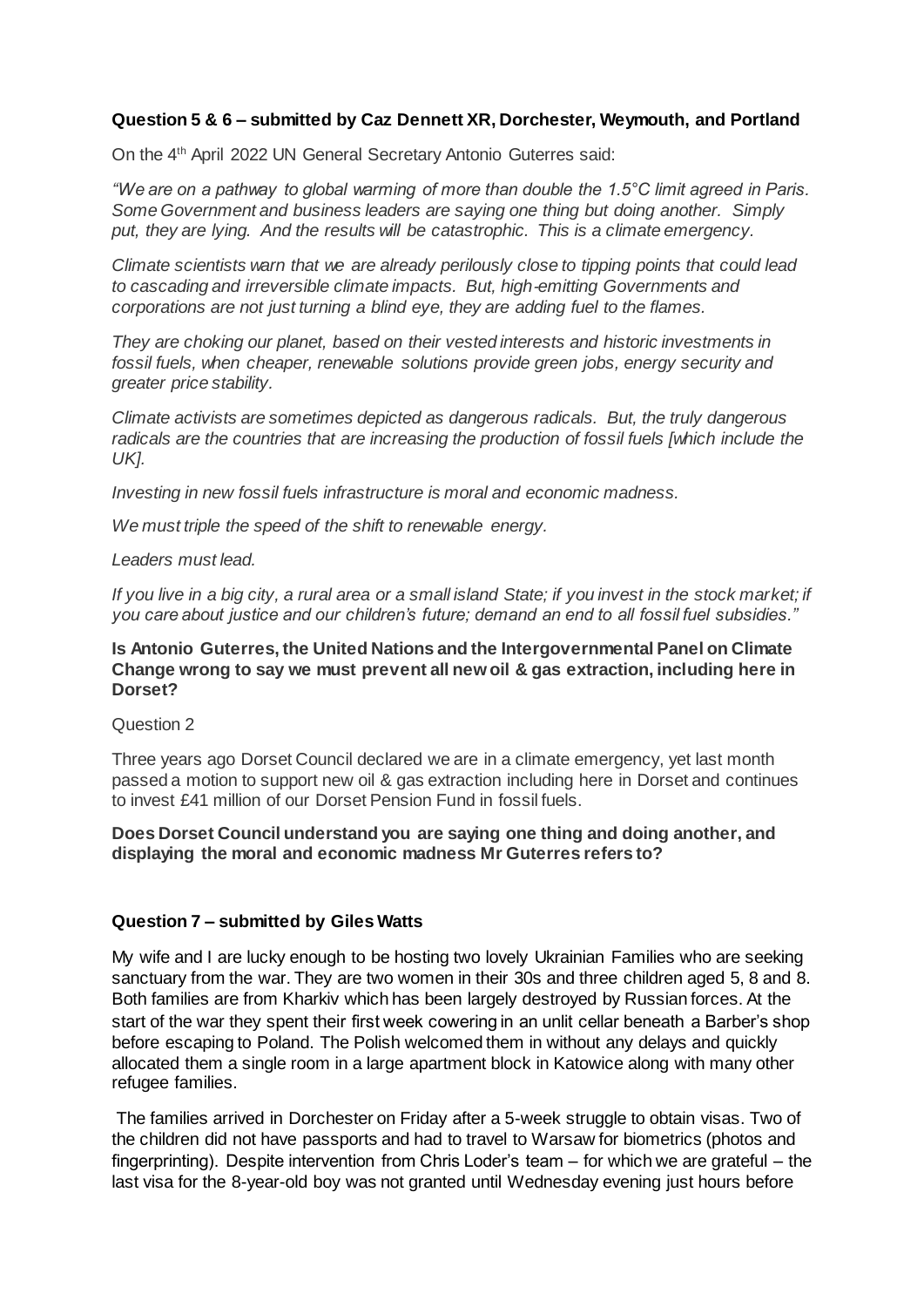**Question 5 & 6 – submitted by Caz Dennett XR, Dorchester, Weymouth, and Portland**

On the 4th April 2022 UN General Secretary Antonio Guterres said:

*"We are on a pathway to global warming of more than double the 1.5°C limit agreed in Paris. Some Government and business leaders are saying one thing but doing another. Simply put, they are lying. And the results will be catastrophic. This is a climate emergency.*

*Climate scientists warn that we are already perilously close to tipping points that could lead to cascading and irreversible climate impacts. But, high-emitting Governments and corporations are not just turning a blind eye, they are adding fuel to the flames.*

*They are choking our planet, based on their vested interests and historic investments in fossil fuels, when cheaper, renewable solutions provide green jobs, energy security and greater price stability.*

*Climate activists are sometimes depicted as dangerous radicals. But, the truly dangerous radicals are the countries that are increasing the production of fossil fuels [which include the UK].*

*Investing in new fossil fuels infrastructure is moral and economic madness.*

*We must triple the speed of the shift to renewable energy.*

*Leaders must lead.*

*If you live in a big city, a rural area or a small island State; if you invest in the stock market; if you care about justice and our children's future; demand an end to all fossil fuel subsidies."*

**Is Antonio Guterres, the United Nations and the Intergovernmental Panel on Climate Change wrong to say we must prevent all new oil & gas extraction, including here in Dorset?**

Question 2

Three years ago Dorset Council declared we are in a climate emergency, yet last month passed a motion to support new oil & gas extraction including here in Dorset and continues to invest £41 million of our Dorset Pension Fund in fossil fuels.

**Does Dorset Council understand you are saying one thing and doing another, and displaying the moral and economic madness Mr Guterres refers to?**

**Question 7 – submitted by Giles Watts**

My wife and I are lucky enough to be hosting two lovely Ukrainian Families who are seeking sanctuary from the war. They are two women in their 30s and three children aged 5, 8 and 8. Both families are from Kharkiv which has been largely destroyed by Russian forces. At the start of the war they spent their first week cowering in an unlit cellar beneath a Barber's shop before escaping to Poland. The Polish welcomed them in without any delays and quickly allocated them a single room in a large apartment block in Katowice along with many other refugee families.

The families arrived in Dorchester on Friday after a 5-week struggle to obtain visas. Two of the children did not have passports and had to travel to Warsaw for biometrics (photos and fingerprinting). Despite intervention from Chris Loder's team – for which we are grateful – the last visa for the 8-year-old boy was not granted until Wednesday evening just hours before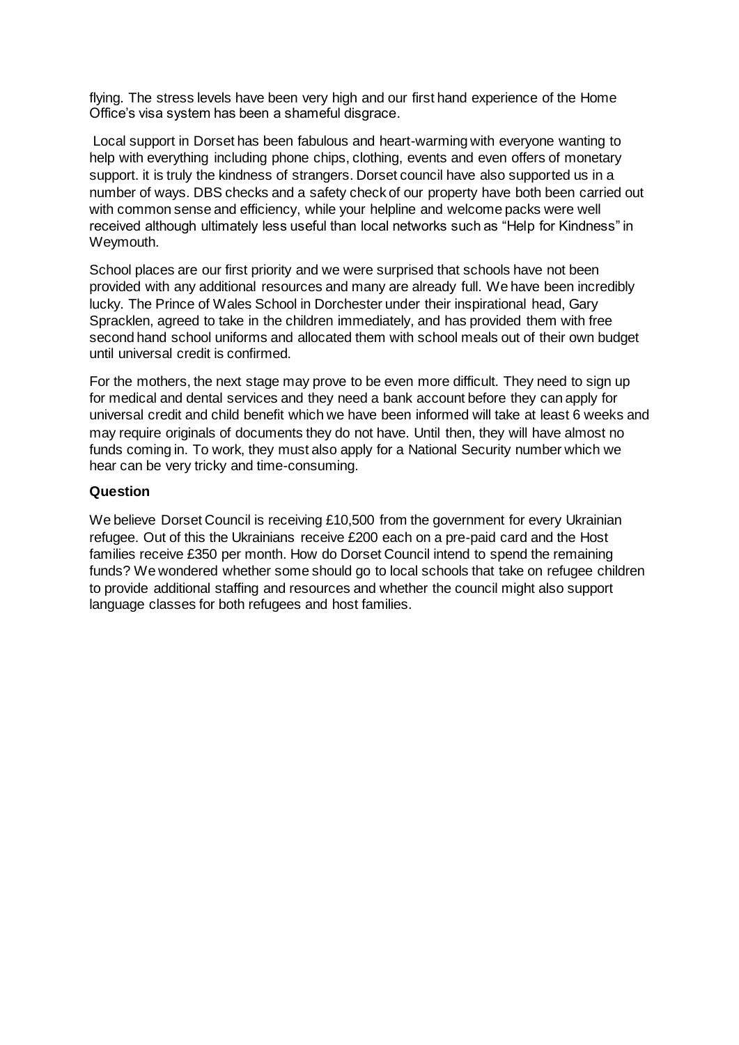flying. The stress levels have been very high and our first hand experience of the Home Office's visa system has been a shameful disgrace.

Local support in Dorset has been fabulous and heart-warming with everyone wanting to help with everything including phone chips, clothing, events and even offers of monetary support. it is truly the kindness of strangers. Dorset council have also supported us in a number of ways. DBS checks and a safety check of our property have both been carried out with common sense and efficiency, while your helpline and welcome packs were well received although ultimately less useful than local networks such as "Help for Kindness" in Weymouth.

School places are our first priority and we were surprised that schools have not been provided with any additional resources and many are already full. We have been incredibly lucky. The Prince of Wales School in Dorchester under their inspirational head, Gary Spracklen, agreed to take in the children immediately, and has provided them with free second hand school uniforms and allocated them with school meals out of their own budget until universal credit is confirmed.

For the mothers, the next stage may prove to be even more difficult. They need to sign up for medical and dental services and they need a bank account before they can apply for universal credit and child benefit which we have been informed will take at least 6 weeks and may require originals of documents they do not have. Until then, they will have almost no funds coming in. To work, they must also apply for a National Security number which we hear can be very tricky and time-consuming.

**Question**

We believe Dorset Council is receiving £10,500 from the government for every Ukrainian refugee. Out of this the Ukrainians receive £200 each on a pre-paid card and the Host families receive £350 per month. How do Dorset Council intend to spend the remaining funds? We wondered whether some should go to local schools that take on refugee children to provide additional staffing and resources and whether the council might also support language classes for both refugees and host families.